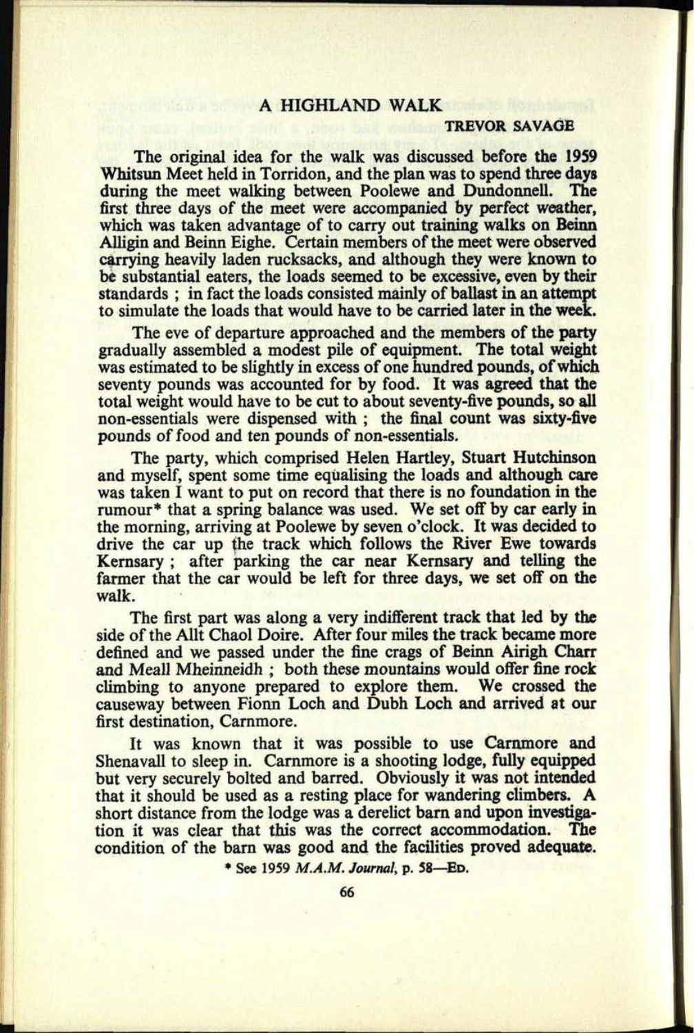# A HIGHLAND WALK

**TREVOR SAVAGE**

The original idea for the walk was discussed before the 1959 Whitsun Meet held in Torridon, and the plan was to spend three days during the meet walking between Poolewe and Dundonnell. The first three days of the meet were accompanied by perfect weather, which was taken advantage of to carry out training walks on Beinn Alligin and Beinn Eighe. Certain members of the meet were observed carrying heavily laden rucksacks, and although they were known to be substantial eaters, the loads seemed to be excessive, even by their standards ; in fact the loads consisted mainly of ballast in an attempt to simulate the loads that would have to be carried later in the week.

The eve of departure approached and the members of the party gradually assembled a modest pile of equipment. The total weight was estimated to be slightly in excess of one hundred pounds, of which seventy pounds was accounted for by food. It was agreed that the total weight would have to be cut to about seventy-five pounds, so all non-essentials were dispensed with ; the final count was sixty-five pounds of food and ten pounds of non-essentials.

The party, which comprised Helen Hartley, Stuart Hutchinson and myself, spent some time equalising the loads and although care was taken I want to put on record that there is no foundation in the rumour* that a spring balance was used. We set off by car early in the morning, arriving at Poolewe by seven o'clock. It was decided to drive the car up the track which follows the River Ewe towards Kernsary ; after parking the car near Kernsary and telling the farmer that the car would be left for three days, we set off on the walk.

The first part was along a very indifferent track that led by the side of the Allt Chaol Doire. After four miles the track became more defined and we passed under the fine crags of Beinn Airigh Charr and Meall Mheinneidh ; both these mountains would offer fine rock climbing to anyone prepared to explore them. We crossed the causeway between Fionn Loch and Dubh Loch and arrived at our first destination, Carnmore.

It was known that it was possible to use Carnmore and Shenavall to sleep in. Carnmore is a shooting lodge, fully equipped but very securely bolted and barred. Obviously it was not intended that it should be used as a resting place for wandering climbers. A short distance from the lodge was a derelict barn and upon investigation it was clear that this was the correct accommodation. The condition of the barn was good and the facilities proved adequate.

\* See 1959 *M.A.M. Journal*, p. 58—ED.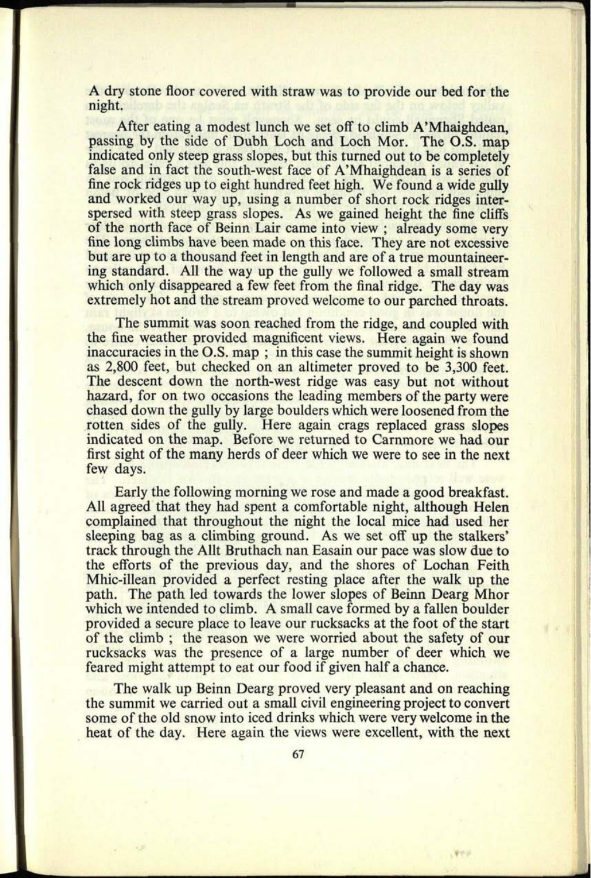A dry stone floor covered with straw was to provide our bed for the night.

After eating a modest lunch we set off to climb A'Mhaighdean, passing by the side of Dubh Loch and Loch Mor. The O.S. map indicated only steep grass slopes, but this turned out to be completely false and in fact the south-west face of A'Mhaighdean is a series of fine rock ridges up to eight hundred feet high. We found a wide gully and worked our way up, using a number of short rock ridges interspersed with steep grass slopes. As we gained height the fine cliffs of the north face of Beinn Lair came into view ; already some very fine long climbs have been made on this face. They are not excessive but are up to a thousand feet in length and are of a true mountaineering standard. All the way up the gully we followed a small stream which only disappeared a few feet from the final ridge. The day was extremely hot and the stream proved welcome to our parched throats.

The summit was soon reached from the ridge, and coupled with the fine weather provided magnificent views. Here again we found inaccuracies in the O.S. map ; in this case the summit height is shown as 2,800 feet, but checked on an altimeter proved to be 3,300 feet. The descent down the north-west ridge was easy but not without hazard, for on two occasions the leading members of the party were chased down the gully by large boulders which were loosened from the rotten sides of the gully. Here again crags replaced grass slopes indicated on the map. Before we returned to Carnmore we had our first sight of the many herds of deer which we were to see in the next few days.

Early the following morning we rose and made a good breakfast. All agreed that they had spent a comfortable night, although Helen complained that throughout the night the local mice had used her sleeping bag as a climbing ground. As we set off up the stalkers' track through the Allt Bruthach nan Easain our pace was slow due to the efforts of the previous day, and the shores of Lochan Feith Mhic-illean provided a perfect resting place after the walk up the path. The path led towards the lower slopes of Beinn Dearg Mhor which we intended to climb. A small cave formed by a fallen boulder provided a secure place to leave our rucksacks at the foot of the start of the climb ; the reason we were worried about the safety of our rucksacks was the presence of a large number of deer which we feared might attempt to eat our food if given half a chance.

The walk up Beinn Dearg proved very pleasant and on reaching the summit we carried out a small civil engineering project to convert some of the old snow into iced drinks which were very welcome in the heat of the day. Here again the views were excellent, with the next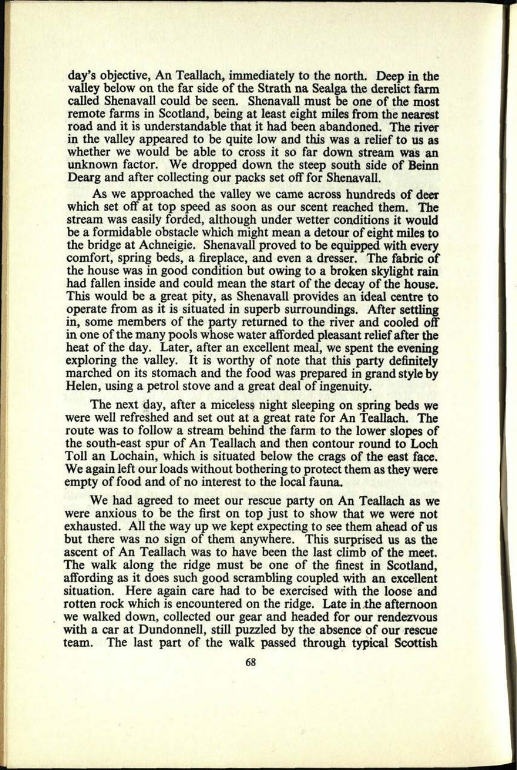day's objective, An Teallach, immediately to the north. Deep in the valley below on the far side of the Strath na Sealga the derelict farm called Shenavall could be seen. Shenavall must be one of the most remote farms in Scotland, being at least eight miles from the nearest road and it is understandable that it had been abandoned. The river in the valley appeared to be quite low and this was a relief to us as whether we would be able to cross it so far down stream was an unknown factor. We dropped down the steep south side of Beinn Dearg and after collecting our packs set off for Shenavall.

As we approached the valley we came across hundreds of deer which set off at top speed as soon as our scent reached them. The stream was easily forded, although under wetter conditions it would be a formidable obstacle which might mean a detour of eight miles to the bridge at Achneigie. Shenavall proved to be equipped with every comfort, spring beds, a fireplace, and even a dresser. The fabric of the house was in good condition but owing to a broken skylight rain had fallen inside and could mean the start of the decay of the house. This would be a great pity, as Shenavall provides an ideal centre to operate from as it is situated in superb surroundings. After settling in, some members of the party returned to the river and cooled off in one of the many pools whose water afforded pleasant relief after the heat of the day. Later, after an excellent meal, we spent the evening exploring the valley. It is worthy of note that this party definitely marched on its stomach and the food was prepared in grand style by Helen, using a petrol stove and a great deal of ingenuity.

The next day, after a miceless night sleeping on spring beds we were well refreshed and set out at a great rate for An Teallach. The route was to follow a stream behind the farm to the lower slopes of the south-east spur of An Teallach and then contour round to Loch Toll an Lochain, which is situated below the crags of the east face. We again left our loads without bothering to protect them as they were empty of food and of no interest to the local fauna.

We had agreed to meet our rescue party on An Teallach as we were anxious to be the first on top just to show that we were not exhausted. All the way up we kept expecting to see them ahead of us but there was no sign of them anywhere. This surprised us as the ascent of An Teallach was to have been the last climb of the meet. The walk along the ridge must be one of the finest in Scotland, affording as it does such good scrambling coupled with an excellent situation. Here again care had to be exercised with the loose and rotten rock which is encountered on the ridge. Late in the afternoon we walked down, collected our gear and headed for our rendezvous with a car at Dundonnell, still puzzled by the absence of our rescue team. The last part of the walk passed through typical Scottish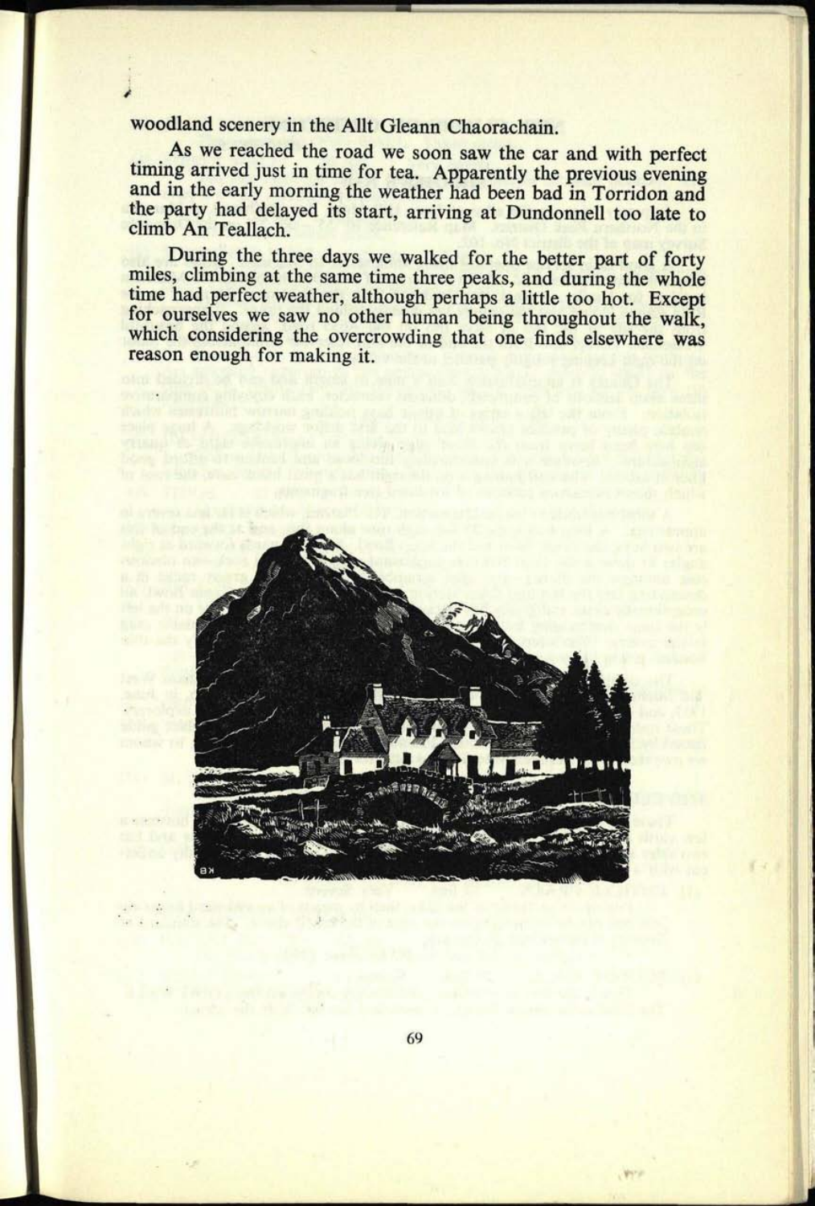woodland scenery in the Allt Gleann Chaorachain.

As we reached the road we soon saw the car and with perfect timing arrived just in time for tea. Apparently the previous evening and in the early morning the weather had been bad in Torridon and the party had delayed its start, arriving at Dundonnell too late to climb An Teallach.

During the three days we walked for the better part of forty miles, climbing at the same time three peaks, and during the whole time had perfect weather, although perhaps a little too hot. Except for ourselves we saw no other human being throughout the walk, which considering the overcrowding that one finds elsewhere was reason enough for making it.